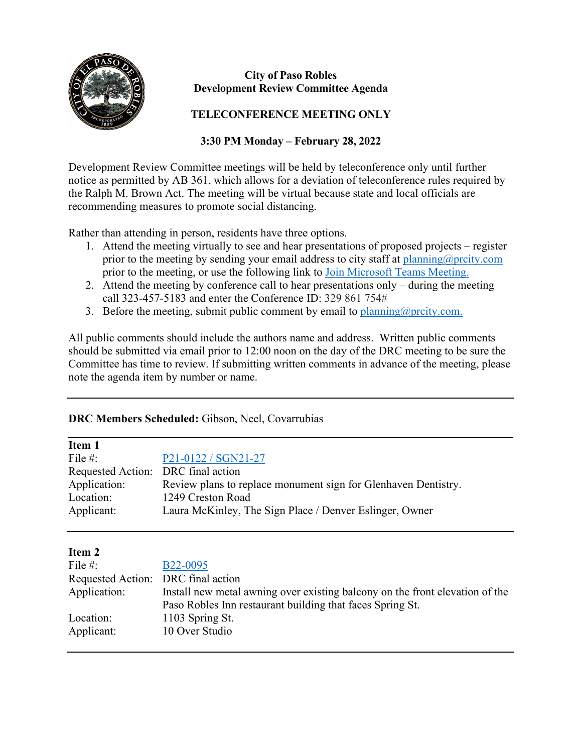**City of Paso Robles**
**Development Review Committee Agenda**

**TELECONFERENCE MEETING ONLY**

**3:30 PM Monday – February 28, 2022**

Development Review Committee meetings will be held by teleconference only until further notice as permitted by AB 361, which allows for a deviation of teleconference rules required by the Ralph M. Brown Act. The meeting will be virtual because state and local officials are recommending measures to promote social distancing.

Rather than attending in person, residents have three options.

1. Attend the meeting virtually to see and hear presentations of proposed projects – register prior to the meeting by sending your email address to city staff at planning@prcity.com prior to the meeting, or use the following link to Join Microsoft Teams Meeting.
2. Attend the meeting by conference call to hear presentations only – during the meeting call 323-457-5183 and enter the Conference ID: 329 861 754#
3. Before the meeting, submit public comment by email to planning@prcity.com.

All public comments should include the authors name and address. Written public comments should be submitted via email prior to 12:00 noon on the day of the DRC meeting to be sure the Committee has time to review. If submitting written comments in advance of the meeting, please note the agenda item by number or name.

---

**DRC Members Scheduled:** Gibson, Neel, Covarrubias

---

**Item 1**

| | |
|---|---|
| File #: | P21-0122 / SGN21-27 |
| Requested Action: | DRC final action |
| Application: | Review plans to replace monument sign for Glenhaven Dentistry. |
| Location: | 1249 Creston Road |
| Applicant: | Laura McKinley, The Sign Place / Denver Eslinger, Owner |

---

**Item 2**

| | |
|---|---|
| File #: | B22-0095 |
| Requested Action: | DRC final action |
| Application: | Install new metal awning over existing balcony on the front elevation of the Paso Robles Inn restaurant building that faces Spring St. |
| Location: | 1103 Spring St. |
| Applicant: | 10 Over Studio |

---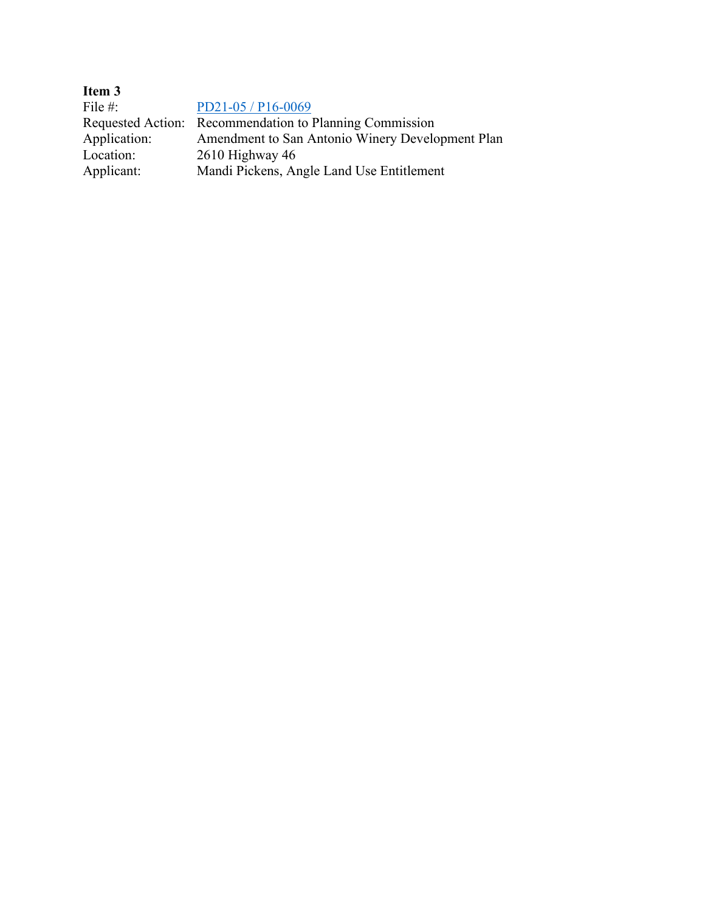**Item 3**

| | |
|---|---|
| File #: | PD21-05 / P16-0069 |
| Requested Action: | Recommendation to Planning Commission |
| Application: | Amendment to San Antonio Winery Development Plan |
| Location: | 2610 Highway 46 |
| Applicant: | Mandi Pickens, Angle Land Use Entitlement |